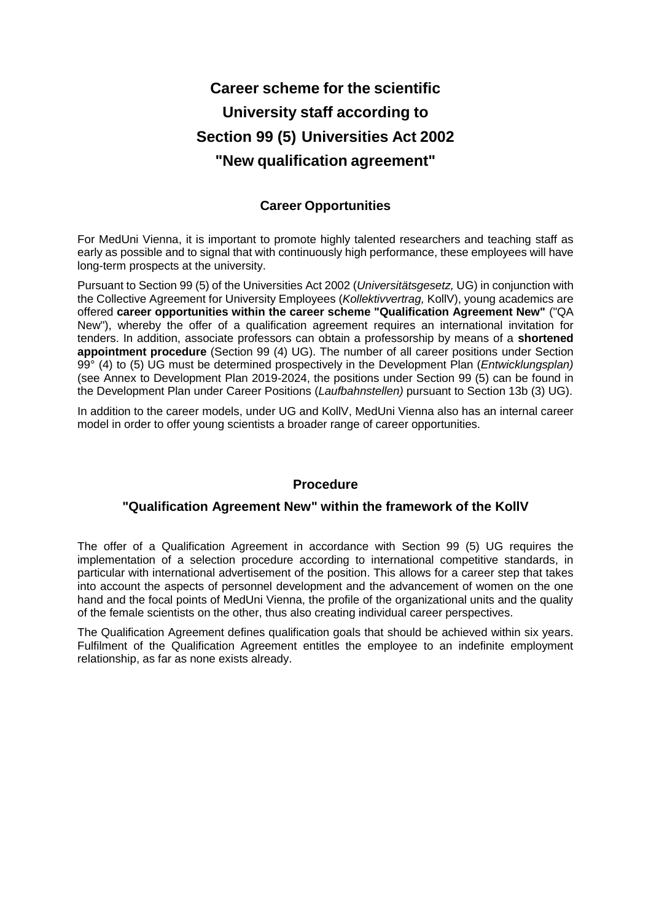# Career scheme for the scientific University staff according to Section 99 (5) Universities Act 2002 "New qualification agreement"

## Career Opportunities

For MedUni Vienna, it is important to promote highly talented researchers and teaching staff as early as possible and to signal that with continuously high performance, these employees will have long-term prospects at the university.

Pursuant to Section 99 (5) of the Universities Act 2002 (*Universitätsgesetz,* UG) in conjunction with the Collective Agreement for University Employees (*Kollektivvertrag,* KollV), young academics are offered **career opportunities within the career scheme "Qualification Agreement New"** ("QA New"), whereby the offer of a qualification agreement requires an international invitation for tenders. In addition, associate professors can obtain a professorship by means of a **shortened appointment procedure** (Section 99 (4) UG). The number of all career positions under Section 99° (4) to (5) UG must be determined prospectively in the Development Plan (*Entwicklungsplan)* (see Annex to Development Plan 2019-2024, the positions under Section 99 (5) can be found in the Development Plan under Career Positions (*Laufbahnstellen)* pursuant to Section 13b (3) UG).

In addition to the career models, under UG and KollV, MedUni Vienna also has an internal career model in order to offer young scientists a broader range of career opportunities.

## Procedure

### "Qualification Agreement New" within the framework of the KollV

The offer of a Qualification Agreement in accordance with Section 99 (5) UG requires the implementation of a selection procedure according to international competitive standards, in particular with international advertisement of the position. This allows for a career step that takes into account the aspects of personnel development and the advancement of women on the one hand and the focal points of MedUni Vienna, the profile of the organizational units and the quality of the female scientists on the other, thus also creating individual career perspectives.

The Qualification Agreement defines qualification goals that should be achieved within six years. Fulfilment of the Qualification Agreement entitles the employee to an indefinite employment relationship, as far as none exists already.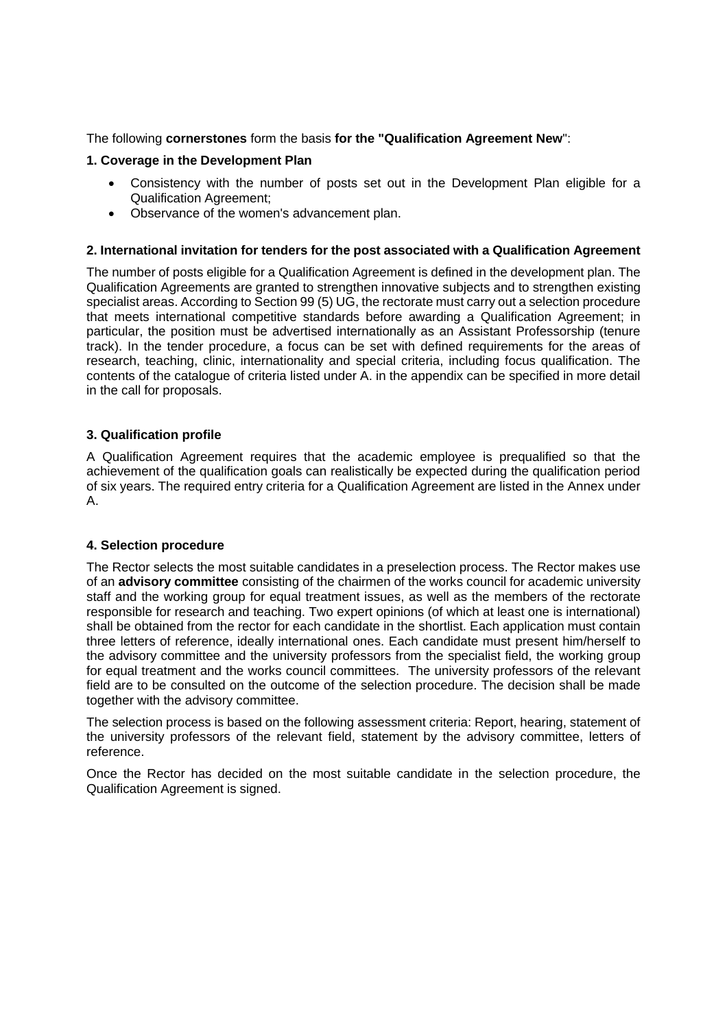The following **cornerstones** form the basis **for the "Qualification Agreement New**":

**1. Coverage in the Development Plan**

- Consistency with the number of posts set out in the Development Plan eligible for a Qualification Agreement;
- Observance of the women's advancement plan.

**2. International invitation for tenders for the post associated with a Qualification Agreement**

The number of posts eligible for a Qualification Agreement is defined in the development plan. The Qualification Agreements are granted to strengthen innovative subjects and to strengthen existing specialist areas. According to Section 99 (5) UG, the rectorate must carry out a selection procedure that meets international competitive standards before awarding a Qualification Agreement; in particular, the position must be advertised internationally as an Assistant Professorship (tenure track). In the tender procedure, a focus can be set with defined requirements for the areas of research, teaching, clinic, internationality and special criteria, including focus qualification. The contents of the catalogue of criteria listed under A. in the appendix can be specified in more detail in the call for proposals.

**3. Qualification profile**

A Qualification Agreement requires that the academic employee is prequalified so that the achievement of the qualification goals can realistically be expected during the qualification period of six years. The required entry criteria for a Qualification Agreement are listed in the Annex under A.

**4. Selection procedure**

The Rector selects the most suitable candidates in a preselection process. The Rector makes use of an **advisory committee** consisting of the chairmen of the works council for academic university staff and the working group for equal treatment issues, as well as the members of the rectorate responsible for research and teaching. Two expert opinions (of which at least one is international) shall be obtained from the rector for each candidate in the shortlist. Each application must contain three letters of reference, ideally international ones. Each candidate must present him/herself to the advisory committee and the university professors from the specialist field, the working group for equal treatment and the works council committees. The university professors of the relevant field are to be consulted on the outcome of the selection procedure. The decision shall be made together with the advisory committee.

The selection process is based on the following assessment criteria: Report, hearing, statement of the university professors of the relevant field, statement by the advisory committee, letters of reference.

Once the Rector has decided on the most suitable candidate in the selection procedure, the Qualification Agreement is signed.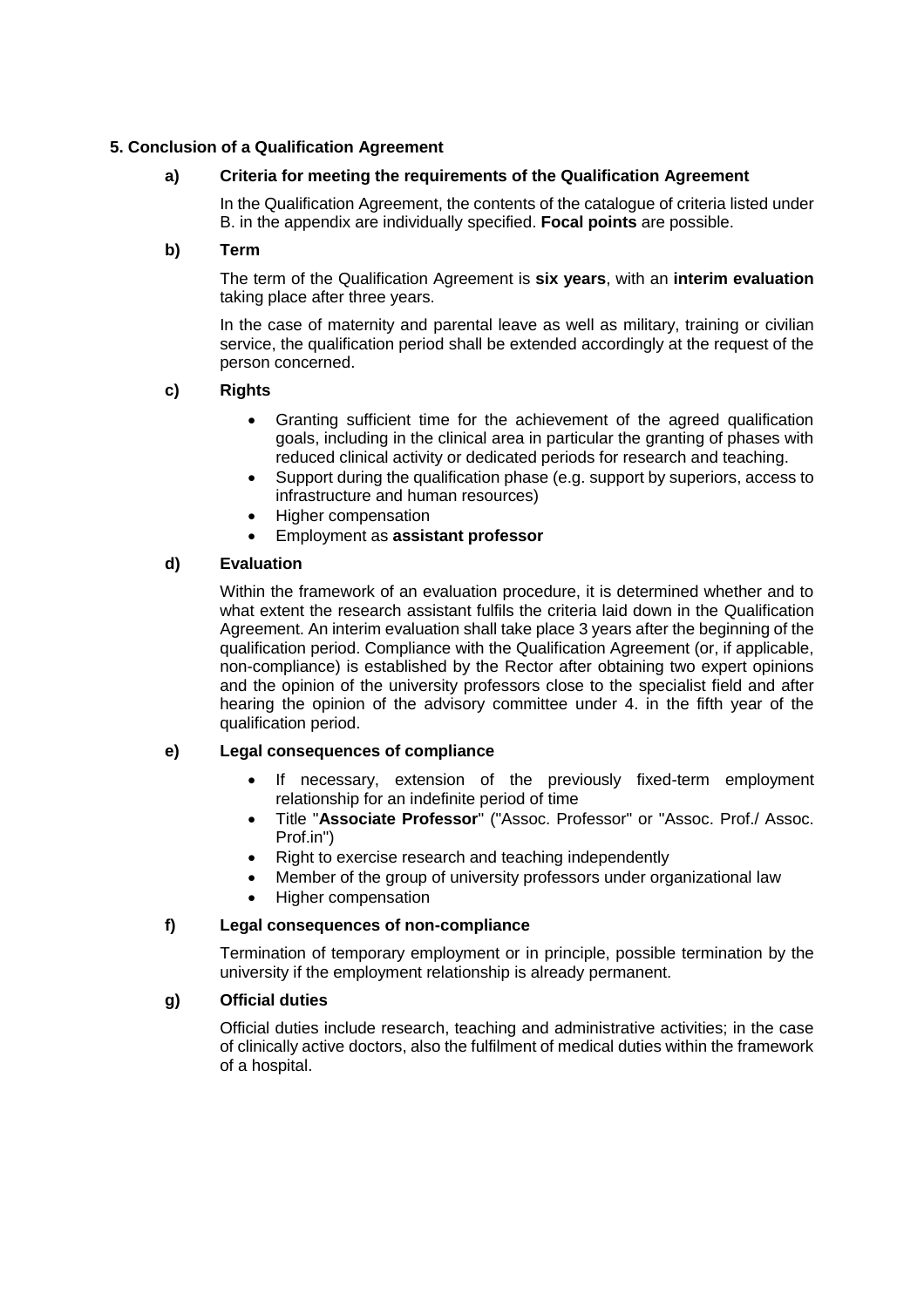## 5. Conclusion of a Qualification Agreement

### a) Criteria for meeting the requirements of the Qualification Agreement

In the Qualification Agreement, the contents of the catalogue of criteria listed under B. in the appendix are individually specified. **Focal points** are possible.

### b) Term

The term of the Qualification Agreement is **six years**, with an **interim evaluation** taking place after three years.

In the case of maternity and parental leave as well as military, training or civilian service, the qualification period shall be extended accordingly at the request of the person concerned.

### c) Rights

- Granting sufficient time for the achievement of the agreed qualification goals, including in the clinical area in particular the granting of phases with reduced clinical activity or dedicated periods for research and teaching.
- Support during the qualification phase (e.g. support by superiors, access to infrastructure and human resources)
- Higher compensation
- Employment as **assistant professor**

### d) Evaluation

Within the framework of an evaluation procedure, it is determined whether and to what extent the research assistant fulfils the criteria laid down in the Qualification Agreement. An interim evaluation shall take place 3 years after the beginning of the qualification period. Compliance with the Qualification Agreement (or, if applicable, non-compliance) is established by the Rector after obtaining two expert opinions and the opinion of the university professors close to the specialist field and after hearing the opinion of the advisory committee under 4. in the fifth year of the qualification period.

### e) Legal consequences of compliance

- If necessary, extension of the previously fixed-term employment relationship for an indefinite period of time
- Title "**Associate Professor**" ("Assoc. Professor" or "Assoc. Prof./ Assoc. Prof.in")
- Right to exercise research and teaching independently
- Member of the group of university professors under organizational law
- Higher compensation

### f) Legal consequences of non-compliance

Termination of temporary employment or in principle, possible termination by the university if the employment relationship is already permanent.

### g) Official duties

Official duties include research, teaching and administrative activities; in the case of clinically active doctors, also the fulfilment of medical duties within the framework of a hospital.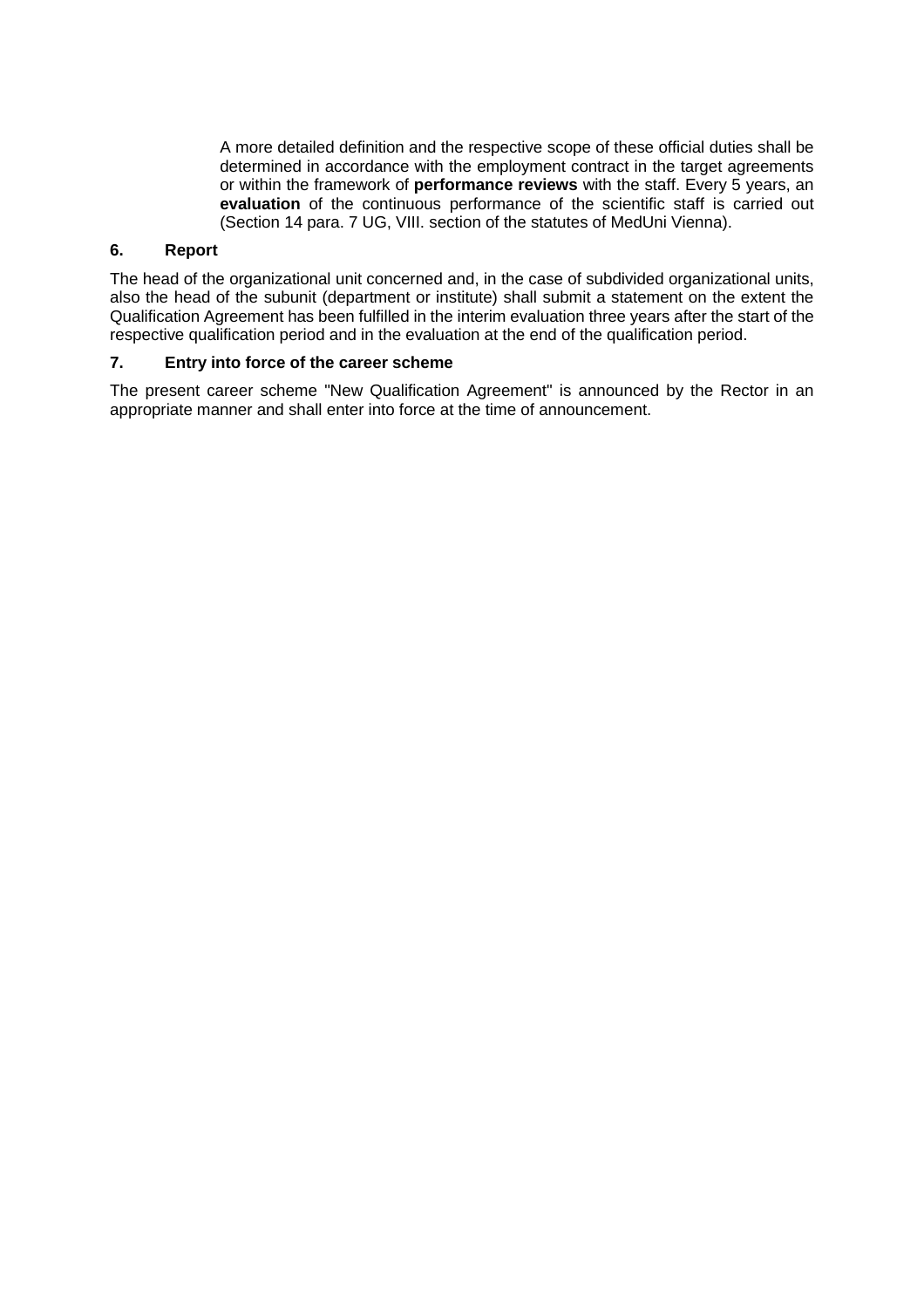A more detailed definition and the respective scope of these official duties shall be determined in accordance with the employment contract in the target agreements or within the framework of **performance reviews** with the staff. Every 5 years, an **evaluation** of the continuous performance of the scientific staff is carried out (Section 14 para. 7 UG, VIII. section of the statutes of MedUni Vienna).

## 6. Report

The head of the organizational unit concerned and, in the case of subdivided organizational units, also the head of the subunit (department or institute) shall submit a statement on the extent the Qualification Agreement has been fulfilled in the interim evaluation three years after the start of the respective qualification period and in the evaluation at the end of the qualification period.

## 7. Entry into force of the career scheme

The present career scheme "New Qualification Agreement" is announced by the Rector in an appropriate manner and shall enter into force at the time of announcement.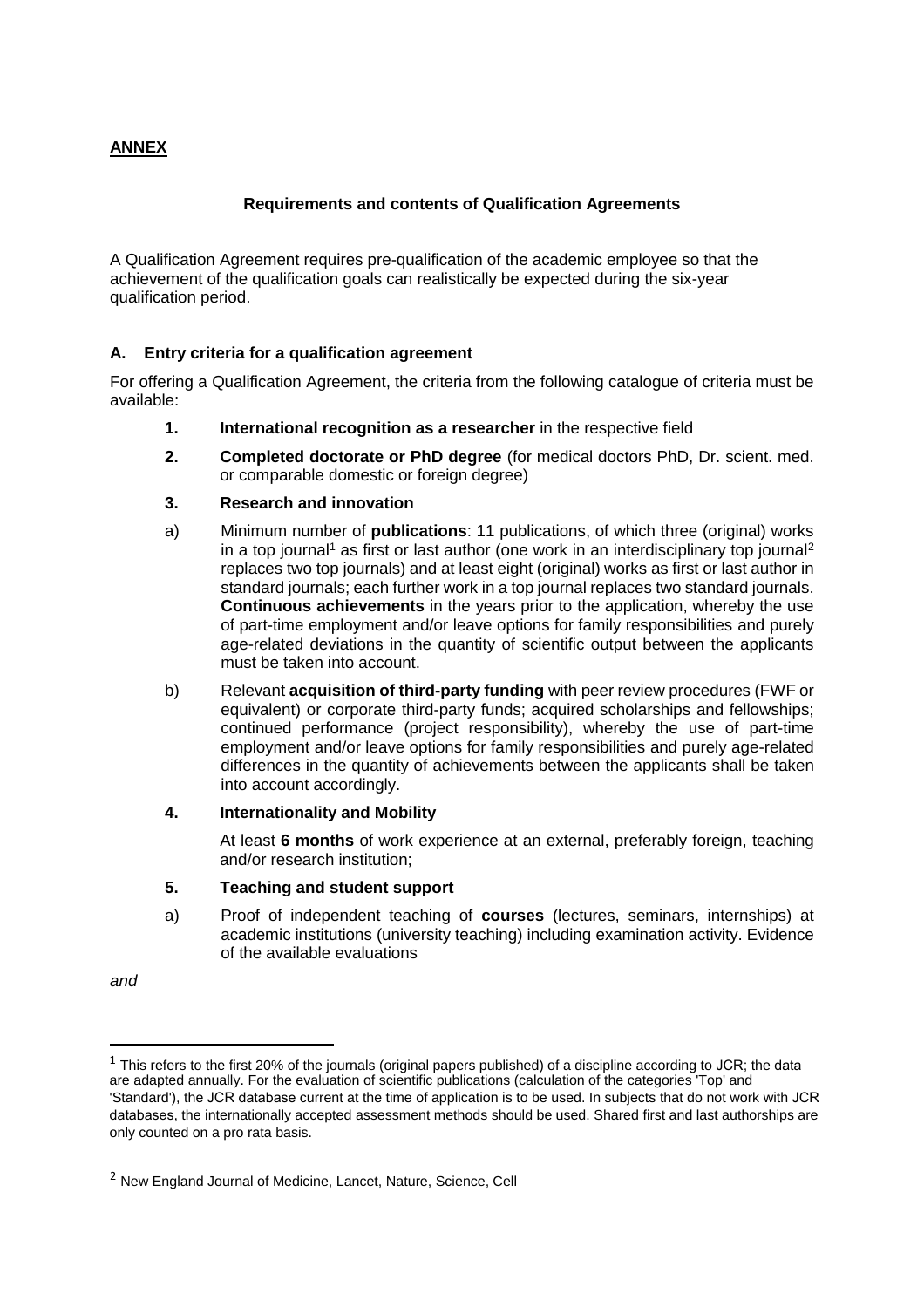**ANNEX**

**Requirements and contents of Qualification Agreements**

A Qualification Agreement requires pre-qualification of the academic employee so that the achievement of the qualification goals can realistically be expected during the six-year qualification period.

### A. Entry criteria for a qualification agreement

For offering a Qualification Agreement, the criteria from the following catalogue of criteria must be available:

1. **International recognition as a researcher** in the respective field

2. **Completed doctorate or PhD degree** (for medical doctors PhD, Dr. scient. med. or comparable domestic or foreign degree)

3. **Research and innovation**

a) Minimum number of **publications**: 11 publications, of which three (original) works in a top journal[1] as first or last author (one work in an interdisciplinary top journal[2] replaces two top journals) and at least eight (original) works as first or last author in standard journals; each further work in a top journal replaces two standard journals. **Continuous achievements** in the years prior to the application, whereby the use of part-time employment and/or leave options for family responsibilities and purely age-related deviations in the quantity of scientific output between the applicants must be taken into account.

b) Relevant **acquisition of third-party funding** with peer review procedures (FWF or equivalent) or corporate third-party funds; acquired scholarships and fellowships; continued performance (project responsibility), whereby the use of part-time employment and/or leave options for family responsibilities and purely age-related differences in the quantity of achievements between the applicants shall be taken into account accordingly.

4. **Internationality and Mobility**

At least **6 months** of work experience at an external, preferably foreign, teaching and/or research institution;

5. **Teaching and student support**

a) Proof of independent teaching of **courses** (lectures, seminars, internships) at academic institutions (university teaching) including examination activity. Evidence of the available evaluations

*and*

---

[1] This refers to the first 20% of the journals (original papers published) of a discipline according to JCR; the data are adapted annually. For the evaluation of scientific publications (calculation of the categories 'Top' and 'Standard'), the JCR database current at the time of application is to be used. In subjects that do not work with JCR databases, the internationally accepted assessment methods should be used. Shared first and last authorships are only counted on a pro rata basis.

[2] New England Journal of Medicine, Lancet, Nature, Science, Cell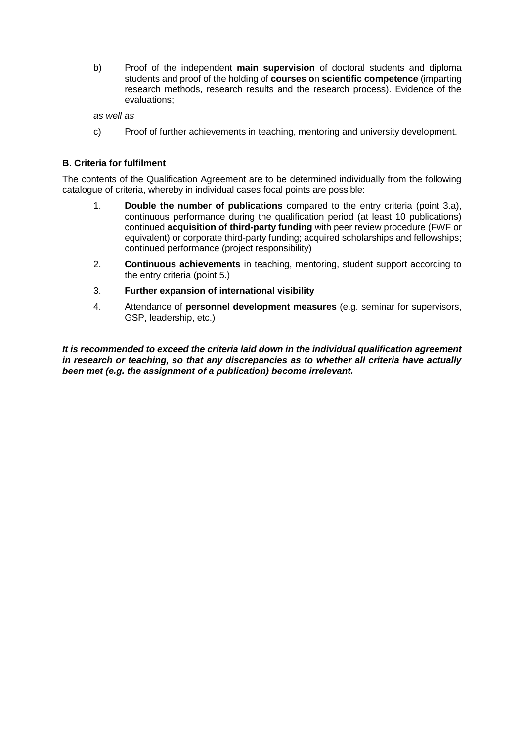b) Proof of the independent **main supervision** of doctoral students and diploma students and proof of the holding of **courses o**n **scientific competence** (imparting research methods, research results and the research process). Evidence of the evaluations;

*as well as*

c) Proof of further achievements in teaching, mentoring and university development.

**B. Criteria for fulfilment**

The contents of the Qualification Agreement are to be determined individually from the following catalogue of criteria, whereby in individual cases focal points are possible:

1. **Double the number of publications** compared to the entry criteria (point 3.a), continuous performance during the qualification period (at least 10 publications) continued **acquisition of third-party funding** with peer review procedure (FWF or equivalent) or corporate third-party funding; acquired scholarships and fellowships; continued performance (project responsibility)
2. **Continuous achievements** in teaching, mentoring, student support according to the entry criteria (point 5.)
3. **Further expansion of international visibility**
4. Attendance of **personnel development measures** (e.g. seminar for supervisors, GSP, leadership, etc.)

***It is recommended to exceed the criteria laid down in the individual qualification agreement in research or teaching, so that any discrepancies as to whether all criteria have actually been met (e.g. the assignment of a publication) become irrelevant.***